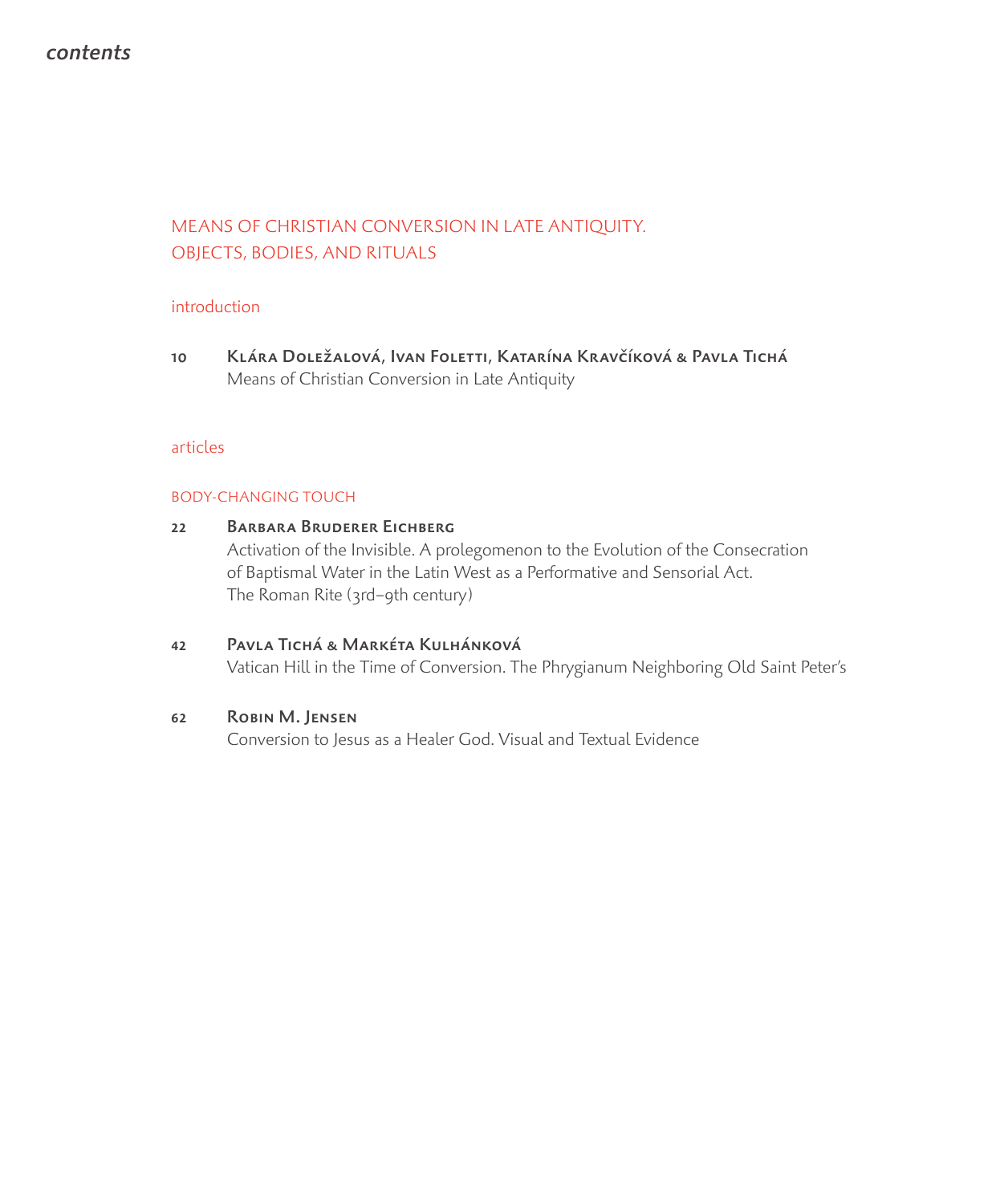*contents*

## MEANS OF CHRISTIAN CONVERSION IN LATE ANTIQUITY. OBJECTS, BODIES, AND RITUALS

### introduction

**10** **Klára Doležalová, Ivan Foletti, Katarína Kravčíková & Pavla Tichá**
Means of Christian Conversion in Late Antiquity

### articles

#### BODY-CHANGING TOUCH

**22** **Barbara Bruderer Eichberg**
Activation of the Invisible. A prolegomenon to the Evolution of the Consecration of Baptismal Water in the Latin West as a Performative and Sensorial Act. The Roman Rite (3rd–9th century)

**42** **Pavla Tichá & Markéta Kulhánková**
Vatican Hill in the Time of Conversion. The Phrygianum Neighboring Old Saint Peter's

**62** **Robin M. Jensen**
Conversion to Jesus as a Healer God. Visual and Textual Evidence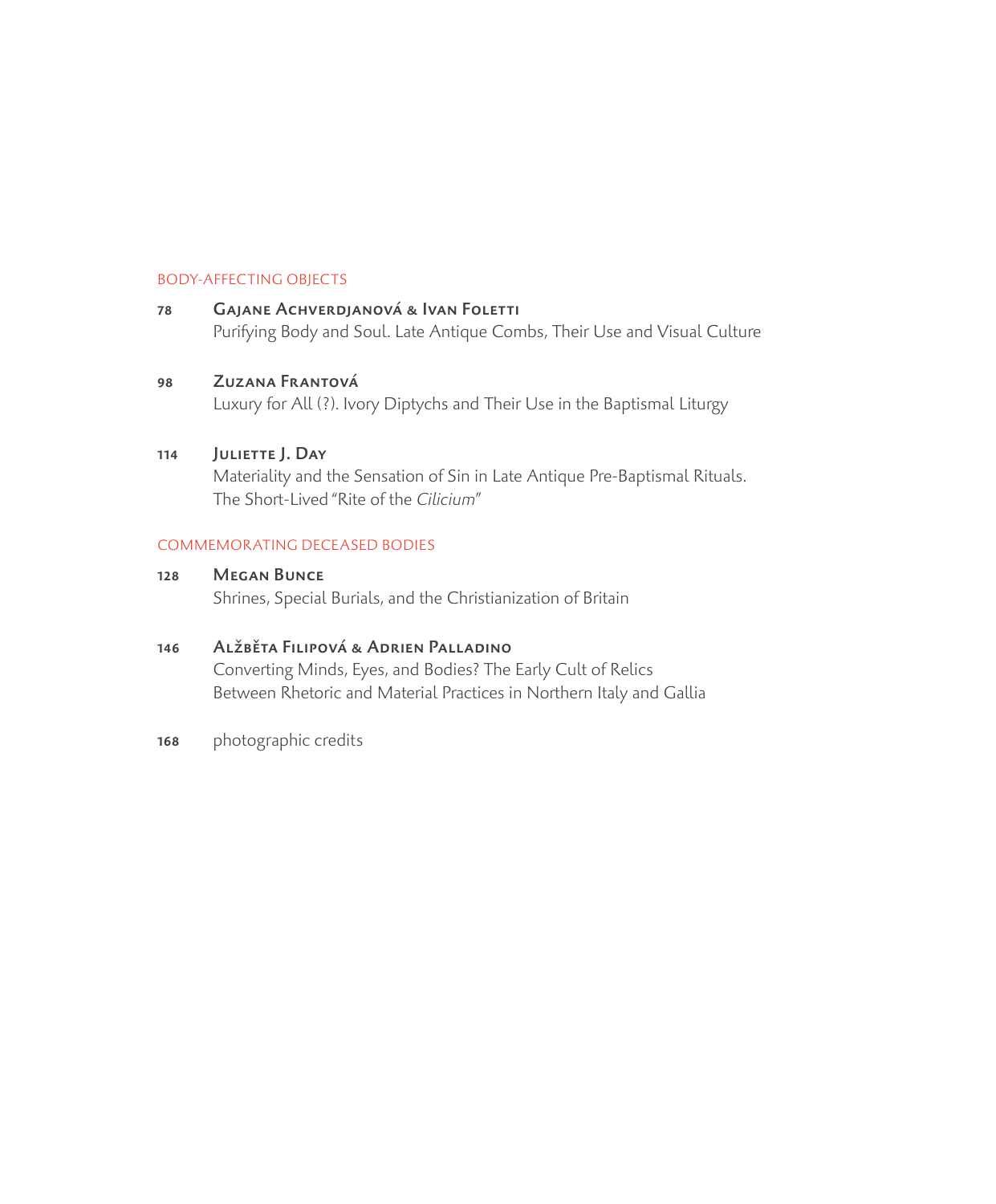## BODY-AFFECTING OBJECTS

**78** **Gajane Achverdjanová & Ivan Foletti**
Purifying Body and Soul. Late Antique Combs, Their Use and Visual Culture

**98** **Zuzana Frantová**
Luxury for All (?). Ivory Diptychs and Their Use in the Baptismal Liturgy

**114** **Juliette J. Day**
Materiality and the Sensation of Sin in Late Antique Pre-Baptismal Rituals. The Short-Lived "Rite of the *Cilicium*"

## COMMEMORATING DECEASED BODIES

**128** **Megan Bunce**
Shrines, Special Burials, and the Christianization of Britain

**146** **Alžběta Filipová & Adrien Palladino**
Converting Minds, Eyes, and Bodies? The Early Cult of Relics Between Rhetoric and Material Practices in Northern Italy and Gallia

**168** photographic credits